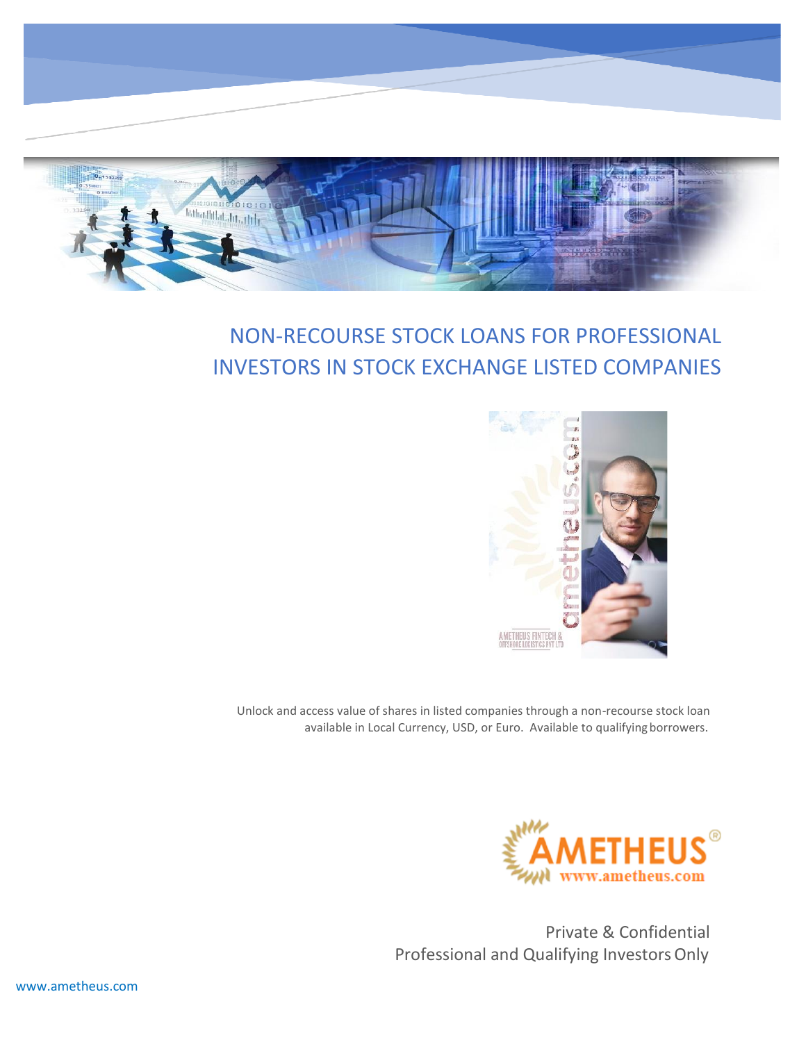# NON-RECOURSE STOCK LOANS FOR PROFESSIONAL INVESTORS IN STOCK EXCHANGE LISTED COMPANIES

Unlock and access value of shares in listed companies through a non-recourse stock loan available in Local Currency, USD, or Euro. Available to qualifying borrowers.

Private & Confidential
Professional and Qualifying Investors Only

www.ametheus.com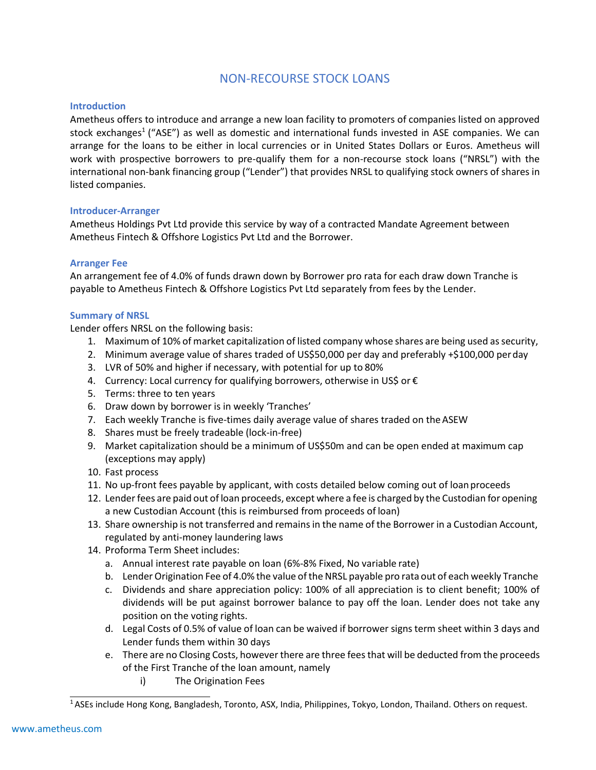# NON-RECOURSE STOCK LOANS

## Introduction

Ametheus offers to introduce and arrange a new loan facility to promoters of companies listed on approved stock exchanges[1] ("ASE") as well as domestic and international funds invested in ASE companies. We can arrange for the loans to be either in local currencies or in United States Dollars or Euros. Ametheus will work with prospective borrowers to pre-qualify them for a non-recourse stock loans ("NRSL") with the international non-bank financing group ("Lender") that provides NRSL to qualifying stock owners of shares in listed companies.

## Introducer-Arranger

Ametheus Holdings Pvt Ltd provide this service by way of a contracted Mandate Agreement between Ametheus Fintech & Offshore Logistics Pvt Ltd and the Borrower.

## Arranger Fee

An arrangement fee of 4.0% of funds drawn down by Borrower pro rata for each draw down Tranche is payable to Ametheus Fintech & Offshore Logistics Pvt Ltd separately from fees by the Lender.

## Summary of NRSL

Lender offers NRSL on the following basis:

1. Maximum of 10% of market capitalization of listed company whose shares are being used as security,
2. Minimum average value of shares traded of US$50,000 per day and preferably +$100,000 per day
3. LVR of 50% and higher if necessary, with potential for up to 80%
4. Currency: Local currency for qualifying borrowers, otherwise in US$ or €
5. Terms: three to ten years
6. Draw down by borrower is in weekly 'Tranches'
7. Each weekly Tranche is five-times daily average value of shares traded on the ASEW
8. Shares must be freely tradeable (lock-in-free)
9. Market capitalization should be a minimum of US$50m and can be open ended at maximum cap (exceptions may apply)
10. Fast process
11. No up-front fees payable by applicant, with costs detailed below coming out of loan proceeds
12. Lender fees are paid out of loan proceeds, except where a fee is charged by the Custodian for opening a new Custodian Account (this is reimbursed from proceeds of loan)
13. Share ownership is not transferred and remains in the name of the Borrower in a Custodian Account, regulated by anti-money laundering laws
14. Proforma Term Sheet includes:
    a. Annual interest rate payable on loan (6%-8% Fixed, No variable rate)
    b. Lender Origination Fee of 4.0% the value of the NRSL payable pro rata out of each weekly Tranche
    c. Dividends and share appreciation policy: 100% of all appreciation is to client benefit; 100% of dividends will be put against borrower balance to pay off the loan. Lender does not take any position on the voting rights.
    d. Legal Costs of 0.5% of value of loan can be waived if borrower signs term sheet within 3 days and Lender funds them within 30 days
    e. There are no Closing Costs, however there are three fees that will be deducted from the proceeds of the First Tranche of the loan amount, namely
        i) The Origination Fees

[1] ASEs include Hong Kong, Bangladesh, Toronto, ASX, India, Philippines, Tokyo, London, Thailand. Others on request.

www.ametheus.com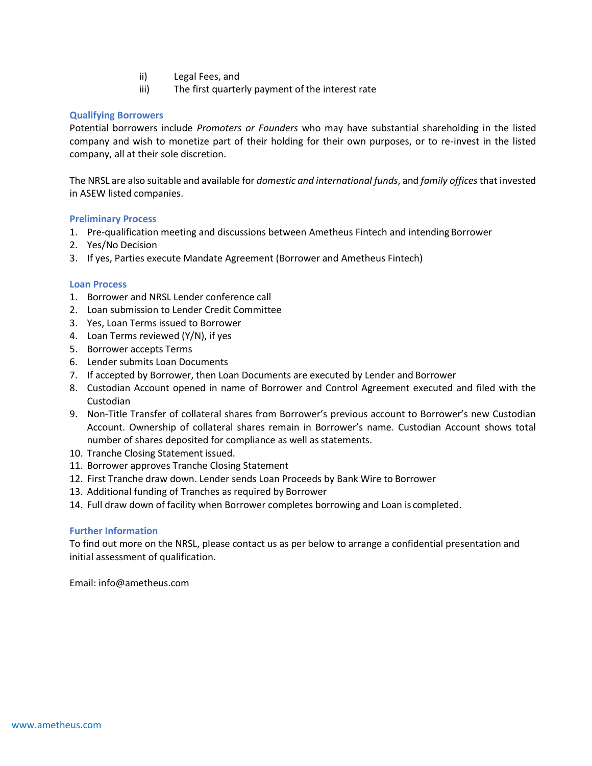ii) Legal Fees, and

iii) The first quarterly payment of the interest rate

### Qualifying Borrowers

Potential borrowers include *Promoters or Founders* who may have substantial shareholding in the listed company and wish to monetize part of their holding for their own purposes, or to re-invest in the listed company, all at their sole discretion.

The NRSL are also suitable and available for *domestic and international funds*, and *family offices* that invested in ASEW listed companies.

### Preliminary Process

1. Pre-qualification meeting and discussions between Ametheus Fintech and intending Borrower
2. Yes/No Decision
3. If yes, Parties execute Mandate Agreement (Borrower and Ametheus Fintech)

### Loan Process

1. Borrower and NRSL Lender conference call
2. Loan submission to Lender Credit Committee
3. Yes, Loan Terms issued to Borrower
4. Loan Terms reviewed (Y/N), if yes
5. Borrower accepts Terms
6. Lender submits Loan Documents
7. If accepted by Borrower, then Loan Documents are executed by Lender and Borrower
8. Custodian Account opened in name of Borrower and Control Agreement executed and filed with the Custodian
9. Non-Title Transfer of collateral shares from Borrower's previous account to Borrower's new Custodian Account. Ownership of collateral shares remain in Borrower's name. Custodian Account shows total number of shares deposited for compliance as well as statements.
10. Tranche Closing Statement issued.
11. Borrower approves Tranche Closing Statement
12. First Tranche draw down. Lender sends Loan Proceeds by Bank Wire to Borrower
13. Additional funding of Tranches as required by Borrower
14. Full draw down of facility when Borrower completes borrowing and Loan is completed.

### Further Information

To find out more on the NRSL, please contact us as per below to arrange a confidential presentation and initial assessment of qualification.

Email: info@ametheus.com